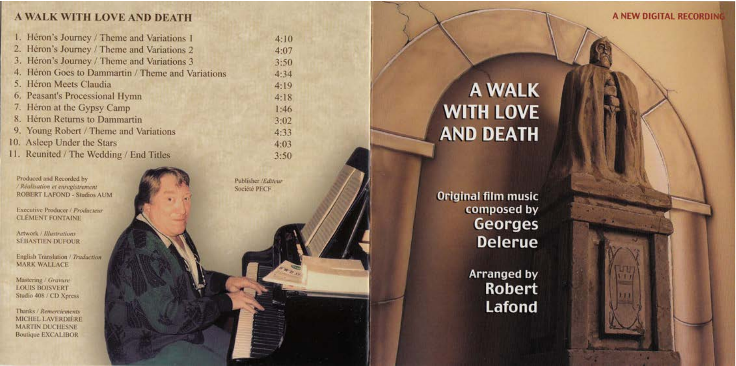## A WALK WITH LOVE AND DEATH

| | | |
|---|---|---|
| 1. | Héron's Journey / Theme and Variations 1 | 4:10 |
| 2. | Héron's Journey / Theme and Variations 2 | 4:07 |
| 3. | Héron's Journey / Theme and Variations 3 | 3:50 |
| 4. | Héron Goes to Dammartin / Theme and Variations | 4:34 |
| 5. | Héron Meets Claudia | 4:19 |
| 6. | Peasant's Processional Hymn | 4:18 |
| 7. | Héron at the Gypsy Camp | 1:46 |
| 8. | Héron Returns to Dammartin | 3:02 |
| 9. | Young Robert / Theme and Variations | 4:33 |
| 10. | Asleep Under the Stars | 4:03 |
| 11. | Reunited / The Wedding / End Titles | 3:50 |

Produced and Recorded by / *Réalisation et enregistrement*
ROBERT LAFOND - Studios AUM

Executive Producer / *Producteur*
CLÉMENT FONTAINE

Artwork / *Illustrations*
SÉBASTIEN DUFOUR

English Translation / *Traduction*
MARK WALLACE

Mastering / *Gravure*
LOUIS BOISVERT
Studio 408 / CD Xpress

Thanks / *Remerciements*
MICHEL LAVERDIÈRE
MARTIN DUCHESNE
Boutique EXCALIBOR

Publisher / *Editeur*
Société PECF

A NEW DIGITAL RECORDING

# A WALK WITH LOVE AND DEATH

Original film music composed by
**Georges Delerue**

Arranged by
**Robert Lafond**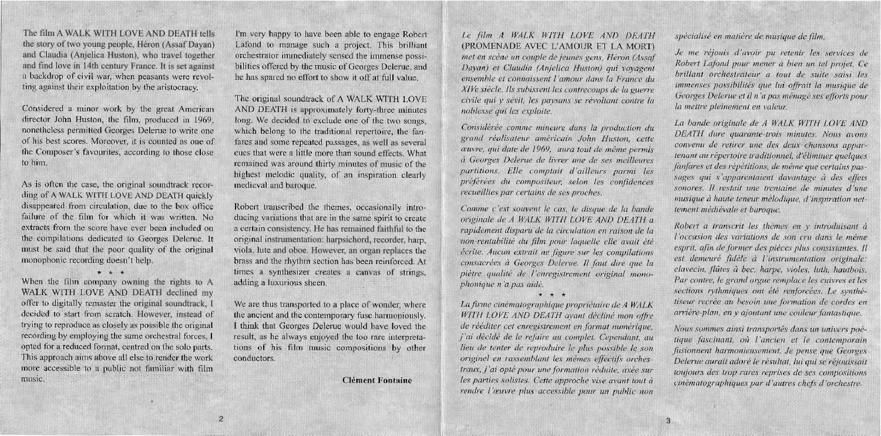The film A WALK WITH LOVE AND DEATH tells the story of two young people, Héron (Assaf Dayan) and Claudia (Anjelica Huston), who travel together and find love in 14th century France. It is set against a backdrop of civil war, when peasants were revolting against their exploitation by the aristocracy.

Considered a minor work by the great American director John Huston, the film, produced in 1969, nonetheless permitted Georges Delerue to write one of his best scores. Moreover, it is counted as one of the Composer's favourites, according to those close to him.

As is often the case, the original soundtrack recording of A WALK WITH LOVE AND DEATH quickly disappeared from circulation, due to the box office failure of the film for which it was written. No extracts from the score have ever been included on the compilations dedicated to Georges Delerue. It must be said that the poor quality of the original monophonic recording doesn't help.

\* \* \*

When the film company owning the rights to A WALK WITH LOVE AND DEATH declined my offer to digitally remaster the original soundtrack, I decided to start from scratch. However, instead of trying to reproduce as closely as possible the original recording by employing the same orchestral forces, I opted for a reduced format, centred on the solo parts. This approach aims above all else to render the work more accessible to a public not familiar with film music.

I'm very happy to have been able to engage Robert Lafond to manage such a project. This brilliant orchestrator immediately sensed the immense possibilities offered by the music of Georges Delerue, and he has spared no effort to show it off at full value.

The original soundtrack of A WALK WITH LOVE AND DEATH is approximately forty-three minutes long. We decided to exclude one of the two songs, which belong to the traditional repertoire, the fanfares and some repeated passages, as well as several cues that were a little more than sound effects. What remained was around thirty minutes of music of the highest melodic quality, of an inspiration clearly medieval and baroque.

Robert transcribed the themes, occasionally introducing variations that are in the same spirit to create a certain consistency. He has remained faithful to the original instrumentation: harpsichord, recorder, harp, viola, lute and oboe. However, an organ replaces the brass and the rhythm section has been reinforced. At times a synthesizer creates a canvas of strings, adding a luxurious sheen.

We are thus transported to a place of wonder, where the ancient and the contemporary fuse harmoniously. I think that Georges Delerue would have loved the result, as he always enjoyed the too rare interpretations of his film music compositions by other conductors.

**Clément Fontaine**

*Le film A WALK WITH LOVE AND DEATH* (PROMENADE AVEC L'AMOUR ET LA MORT) *met en scène un couple de jeunes gens, Héron (Assaf Dayan) et Claudia (Anjelica Huston) qui voyagent ensemble et connaissent l'amour dans la France du XIVe siècle. Ils subissent les contrecoups de la guerre civile qui y sévit, les paysans se révoltant contre la noblesse qui les exploite.*

*Considérée comme mineure dans la production du grand réalisateur américain John Huston, cette œuvre, qui date de 1969, aura tout de même permis à Georges Delerue de livrer une de ses meilleures partitions. Elle comptait d'ailleurs parmi les préférées du compositeur, selon les confidences recueillies par certains de ses proches.*

*Comme c'est souvent le cas, le disque de la bande originale de A WALK WITH LOVE AND DEATH a rapidement disparu de la circulation en raison de la non-rentabilité du film pour laquelle elle avait été écrite. Aucun extrait ne figure sur les compilations consacrées à Georges Delerue. Il faut dire que la piètre qualité de l'enregistrement original monophonique n'a pas aidé.*

\* \* \*

*La firme cinématographique propriétaire de A WALK WITH LOVE AND DEATH ayant décliné mon offre de rééditer cet enregistrement en format numérique, j'ai décidé de le refaire au complet. Cependant, au lieu de tenter de reproduire le plus possible le son original en rassemblant les mêmes effectifs orchestraux, j'ai opté pour une formation réduite, axée sur les parties solistes. Cette approche vise avant tout à rendre l'œuvre plus accessible pour un public non spécialisé en matière de musique de film.*

*Je me réjouis d'avoir pu retenir les services de Robert Lafond pour mener à bien un tel projet. Ce brillant orchestrateur a tout de suite saisi les immenses possibilités que lui offrait la musique de Georges Delerue et il n'a pas ménagé ses efforts pour la mettre pleinement en valeur.*

*La bande originale de A WALK WITH LOVE AND DEATH dure quarante-trois minutes. Nous avons convenu de retirer une des deux chansons appartenant au répertoire traditionnel, d'éliminer quelques fanfares et des répétitions, de même que certains passages qui s'apparentaient davantage à des effets sonores. Il restait une trentaine de minutes d'une musique à haute teneur mélodique, d'inspiration nettement médiévale et baroque.*

*Robert a transcrit les thèmes en y introduisant à l'occasion des variations de son cru dans le même esprit, afin de former des pièces plus consistantes. Il est demeuré fidèle à l'instrumentation originale: clavecin, flûtes à bec, harpe, violes, luth, hautbois. Par contre, le grand orgue remplace les cuivres et les sections rythmiques ont été renforcées. Le synthétiseur recrée au besoin une formation de cordes en arrière-plan, en y ajoutant une couleur fantastique.*

*Nous sommes ainsi transportés dans un univers poétique fascinant, où l'ancien et le contemporain fusionnent harmonieusement. Je pense que Georges Delerue aurait adoré le résultat, lui qui se réjouissait toujours des trop rares reprises de ses compositions cinématographiques par d'autres chefs d'orchestre.*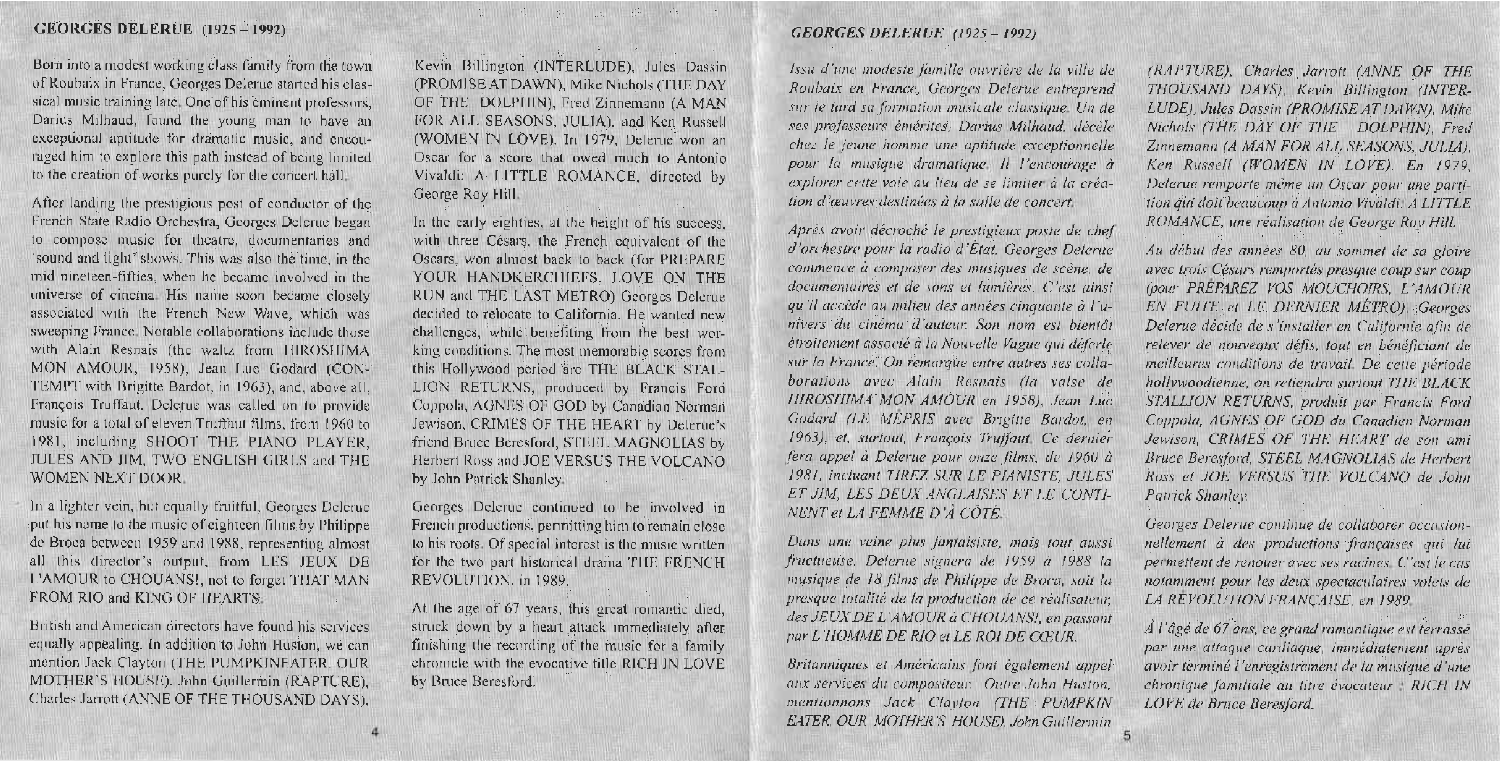## GEORGES DELERUE (1925 – 1992)

Born into a modest working class family from the town of Roubaix in France, Georges Delerue started his classical music training late. One of his eminent professors, Darius Milhaud, found the young man to have an exceptional aptitude for dramatic music, and encouraged him to explore this path instead of being limited to the creation of works purely for the concert hall.

After landing the prestigious post of conductor of the French State Radio Orchestra, Georges Delerue began to compose music for theatre, documentaries and 'sound and light' shows. This was also the time, in the mid nineteen-fifties, when he became involved in the universe of cinema. His name soon became closely associated with the French New Wave, which was sweeping France. Notable collaborations include those with Alain Resnais (the waltz from HIROSHIMA MON AMOUR, 1958), Jean Luc Godard (CONTEMPT with Brigitte Bardot, in 1963), and, above all, François Truffaut. Delerue was called on to provide music for a total of eleven Truffaut films, from 1960 to 1981, including SHOOT THE PIANO PLAYER, JULES AND JIM, TWO ENGLISH GIRLS and THE WOMEN NEXT DOOR.

In a lighter vein, but equally fruitful, Georges Delerue put his name to the music of eighteen films by Philippe de Broca between 1959 and 1988, representing almost all this director's output, from LES JEUX DE L'AMOUR to CHOUANS!, not to forget THAT MAN FROM RIO and KING OF HEARTS.

British and American directors have found his services equally appealing. In addition to John Huston, we can mention Jack Clayton (THE PUMPKINEATER, OUR MOTHER'S HOUSE), John Guillermin (RAPTURE), Charles Jarrott (ANNE OF THE THOUSAND DAYS), Kevin Billington (INTERLUDE), Jules Dassin (PROMISE AT DAWN), Mike Nichols (THE DAY OF THE DOLPHIN), Fred Zinnemann (A MAN FOR ALL SEASONS, JULIA), and Ken Russell (WOMEN IN LOVE). In 1979, Delerue won an Oscar for a score that owed much to Antonio Vivaldi: A LITTLE ROMANCE, directed by George Roy Hill.

In the early eighties, at the height of his success, with three Césars, the French equivalent of the Oscars, won almost back to back (for PREPARE YOUR HANDKERCHIEFS, LOVE ON THE RUN and THE LAST METRO) Georges Delerue decided to relocate to California. He wanted new challenges, while benefiting from the best working conditions. The most memorable scores from this Hollywood period are THE BLACK STALLION RETURNS, produced by Francis Ford Coppola, AGNES OF GOD by Canadian Norman Jewison, CRIMES OF THE HEART by Delerue's friend Bruce Beresford, STEEL MAGNOLIAS by Herbert Ross and JOE VERSUS THE VOLCANO by John Patrick Shanley.

Georges Delerue continued to be involved in French productions, permitting him to remain close to his roots. Of special interest is the music written for the two part historical drama THE FRENCH REVOLUTION, in 1989.

At the age of 67 years, this great romantic died, struck down by a heart attack immediately after finishing the recording of the music for a family chronicle with the evocative title RICH IN LOVE by Bruce Beresford.

## *GEORGES DELERUE (1925 – 1992)*

*Issu d'une modeste famille ouvrière de la ville de Roubaix en France, Georges Delerue entreprend sur le tard sa formation musicale classique. Un de ses professeurs émérites, Darius Milhaud, décèle chez le jeune homme une aptitude exceptionnelle pour la musique dramatique. Il l'encourage à explorer cette voie au lieu de se limiter à la création d'œuvres destinées à la salle de concert.*

*Après avoir décroché le prestigieux poste de chef d'orchestre pour la radio d'État, Georges Delerue commence à composer des musiques de scène, de documentaires et de sons et lumières. C'est ainsi qu'il accède au milieu des années cinquante à l'univers du cinéma d'auteur. Son nom est bientôt étroitement associé à la Nouvelle Vague qui déferle sur la France. On remarque entre autres ses collaborations avec Alain Resnais (la valse de HIROSHIMA MON AMOUR en 1958), Jean Luc Godard (LE MÉPRIS avec Brigitte Bardot, en 1963), et, surtout, François Truffaut. Ce dernier fera appel à Delerue pour onze films, de 1960 à 1981, incluant TIREZ SUR LE PIANISTE, JULES ET JIM, LES DEUX ANGLAISES ET LE CONTINENT et LA FEMME D'À CÔTÉ.*

*Dans une veine plus fantaisiste, mais tout aussi fructueuse, Delerue signera de 1959 à 1988 la musique de 18 films de Philippe de Broca, soit la presque totalité de la production de ce réalisateur, des JEUX DE L'AMOUR à CHOUANS!, en passant par L'HOMME DE RIO et LE ROI DE CŒUR.*

*Britanniques et Américains font également appel aux services du compositeur. Outre John Huston, mentionnons Jack Clayton (THE PUMPKIN EATER, OUR MOTHER'S HOUSE), John Guillermin (RAPTURE), Charles Jarrott (ANNE OF THE THOUSAND DAYS), Kevin Billington (INTERLUDE), Jules Dassin (PROMISE AT DAWN), Mike Nichols (THE DAY OF THE DOLPHIN), Fred Zinnemann (A MAN FOR ALL SEASONS, JULIA), Ken Russell (WOMEN IN LOVE). En 1979, Delerue remporte même un Oscar pour une partition qui doit beaucoup à Antonio Vivaldi: A LITTLE ROMANCE, une réalisation de George Roy Hill.*

*Au début des années 80, au sommet de sa gloire avec trois Césars remportés presque coup sur coup (pour PRÉPAREZ VOS MOUCHOIRS, L'AMOUR EN FUITE et LE DERNIER MÉTRO), Georges Delerue décide de s'installer en Californie afin de relever de nouveaux défis, tout en bénéficiant de meilleures conditions de travail. De cette période hollywoodienne, on retiendra surtout THE BLACK STALLION RETURNS, produit par Francis Ford Coppola, AGNES OF GOD du Canadien Norman Jewison, CRIMES OF THE HEART de son ami Bruce Beresford, STEEL MAGNOLIAS de Herbert Ross et JOE VERSUS THE VOLCANO de John Patrick Shanley.*

*Georges Delerue continue de collaborer occasionnellement à des productions françaises qui lui permettent de renouer avec ses racines. C'est le cas notamment pour les deux spectaculaires volets de LA RÉVOLUTION FRANÇAISE, en 1989.*

*À l'âge de 67 ans, ce grand romantique est terrassé par une attaque cardiaque, immédiatement après avoir terminé l'enregistrement de la musique d'une chronique familiale au titre évocateur : RICH IN LOVE de Bruce Beresford.*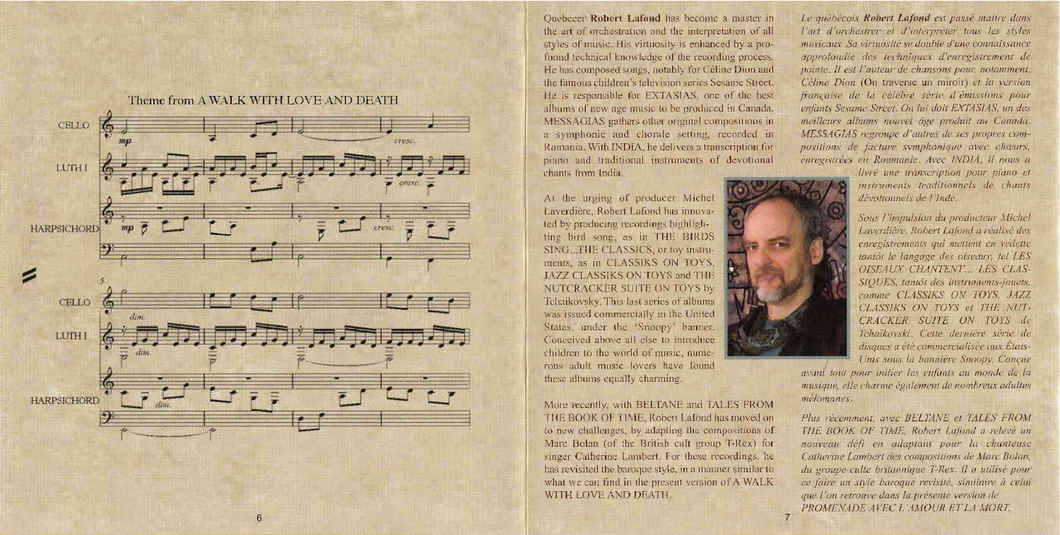## Theme from A WALK WITH LOVE AND DEATH

Quebecer **Robert Lafond** has become a master in the art of orchestration and the interpretation of all styles of music. His virtuosity is enhanced by a profound technical knowledge of the recording process. He has composed songs, notably for Céline Dion and the famous children's television series Sesame Street. He is responsible for EXTASIAS, one of the best albums of new age music to be produced in Canada. MESSAGIAS gathers other original compositions in a symphonic and chorale setting, recorded in Romania. With INDIA, he delivers a transcription for piano and traditional instruments of devotional chants from India.

At the urging of producer Michel Laverdière, Robert Lafond has innovated by producing recordings highlighting bird song, as in THE BIRDS SING...THE CLASSICS, or toy instruments, as in CLASSIKS ON TOYS, JAZZ CLASSIKS ON TOYS and THE NUTCRACKER SUITE ON TOYS by Tchaikovsky. This last series of albums was issued commercially in the United States, under the 'Snoopy' banner. Conceived above all else to introduce children to the world of music, numerous adult music lovers have found these albums equally charming.

More recently, with BELTANE and TALES FROM THE BOOK OF TIME, Robert Lafond has moved on to new challenges, by adapting the compositions of Marc Bolan (of the British cult group T-Rex) for singer Catherine Lambert. For these recordings, he has revisited the baroque style, in a manner similar to what we can find in the present version of A WALK WITH LOVE AND DEATH.

*Le québécois **Robert Lafond** est passé maître dans l'art d'orchestrer et d'interpréter tous les styles musicaux. Sa virtuosité se double d'une connaissance approfondie des techniques d'enregistrement de pointe. Il est l'auteur de chansons pour, notamment, Céline Dion (On traverse un miroir) et la version française de la célèbre série d'émissions pour enfants Sesame Street. On lui doit EXTASIAS, un des meilleurs albums nouvel âge produit au Canada. MESSAGIAS regroupe d'autres de ses propres compositions de facture symphonique avec chœurs, enregistrées en Roumanie. Avec INDIA, il nous a livré une transcription pour piano et instruments traditionnels de chants dévotionnels de l'Inde.*

*Sous l'impulsion du producteur Michel Laverdière, Robert Lafond a réalisé des enregistrements qui mettent en vedette tantôt le langage des oiseaux, tel LES OISEAUX CHANTENT... LES CLASSIQUES, tantôt des instruments-jouets, comme CLASSIKS ON TOYS, JAZZ CLASSIKS ON TOYS et THE NUTCRACKER SUITE ON TOYS de Tchaikovski. Cette dernière série de disques a été commercialisée aux États-Unis sous la bannière Snoopy. Conçue avant tout pour initier les enfants au monde de la musique, elle charme également de nombreux adultes mélomanes.*

*Plus récemment, avec BELTANE et TALES FROM THE BOOK OF TIME, Robert Lafond a relevé un nouveau défi en adaptant pour la chanteuse Catherine Lambert des compositions de Marc Bolan, du groupe-culte britannique T-Rex. Il a utilisé pour ce faire un style baroque revisité, similaire à celui que l'on retrouve dans la présente version de PROMENADE AVEC L'AMOUR ET LA MORT.*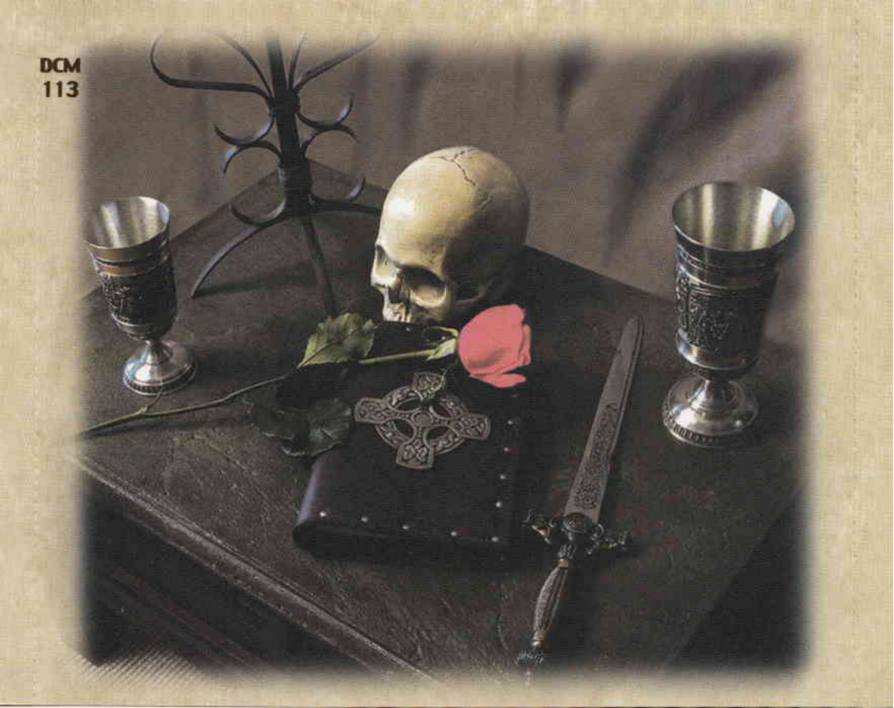DCM
113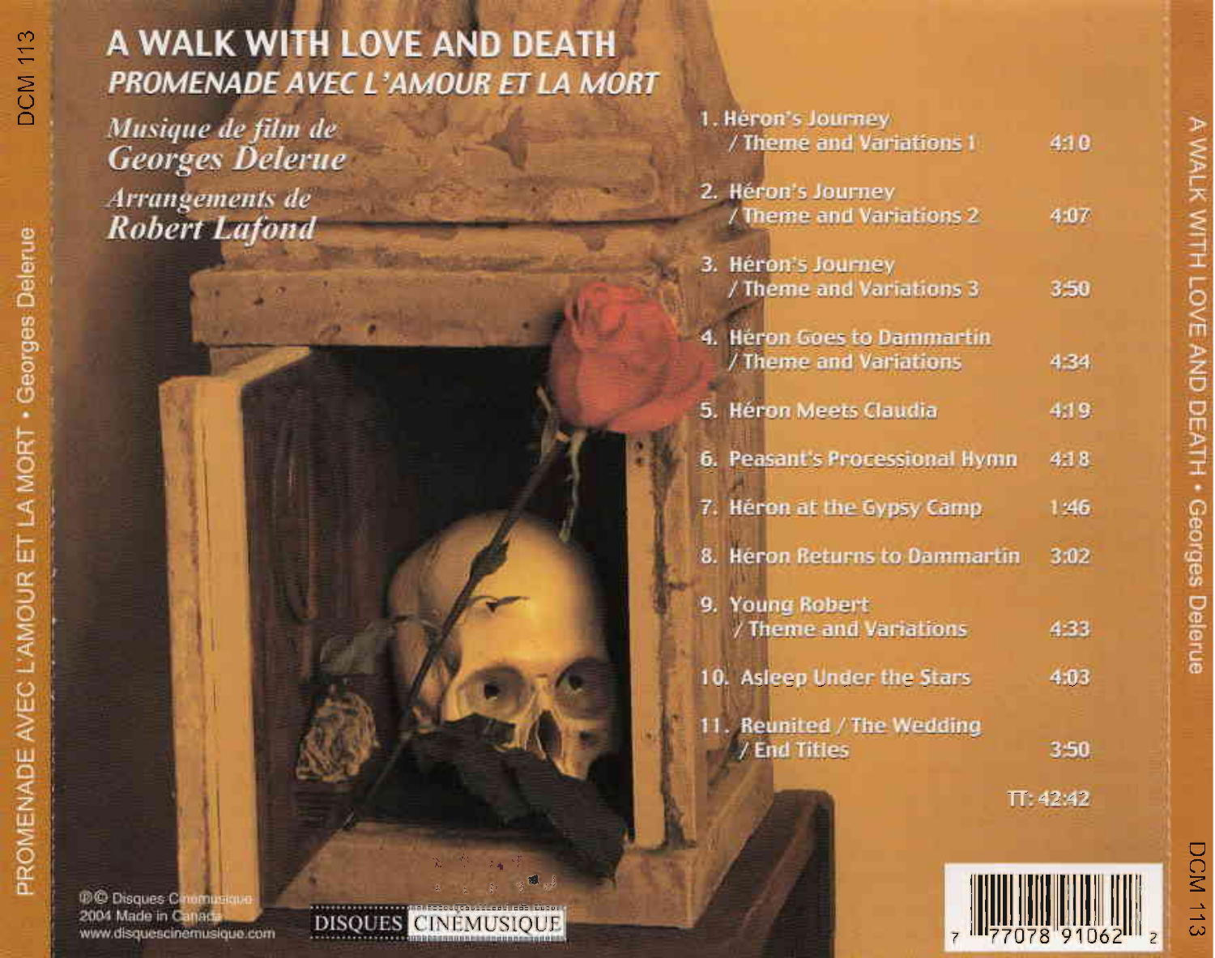# A WALK WITH LOVE AND DEATH

## *PROMENADE AVEC L'AMOUR ET LA MORT*

*Musique de film de*
**Georges Delerue**

*Arrangements de*
**Robert Lafond**

| | | |
|---|---|---|
| 1. | Héron's Journey / Theme and Variations 1 | 4:10 |
| 2. | Héron's Journey / Theme and Variations 2 | 4:07 |
| 3. | Héron's Journey / Theme and Variations 3 | 3:50 |
| 4. | Héron Goes to Dammartin / Theme and Variations | 4:34 |
| 5. | Héron Meets Claudia | 4:19 |
| 6. | Peasant's Processional Hymn | 4:18 |
| 7. | Héron at the Gypsy Camp | 1:46 |
| 8. | Héron Returns to Dammartin | 3:02 |
| 9. | Young Robert / Theme and Variations | 4:33 |
| 10. | Asleep Under the Stars | 4:03 |
| 11. | Reunited / The Wedding / End Titles | 3:50 |

TT: 42:42

DCM 113

PROMENADE AVEC L'AMOUR ET LA MORT • Georges Delerue

A WALK WITH LOVE AND DEATH • Georges Delerue

℗© Disques Cinémusique
2004 Made in Canada
www.disquescinemusique.com

DISQUES CINÉMUSIQUE

7 77078 91062 2